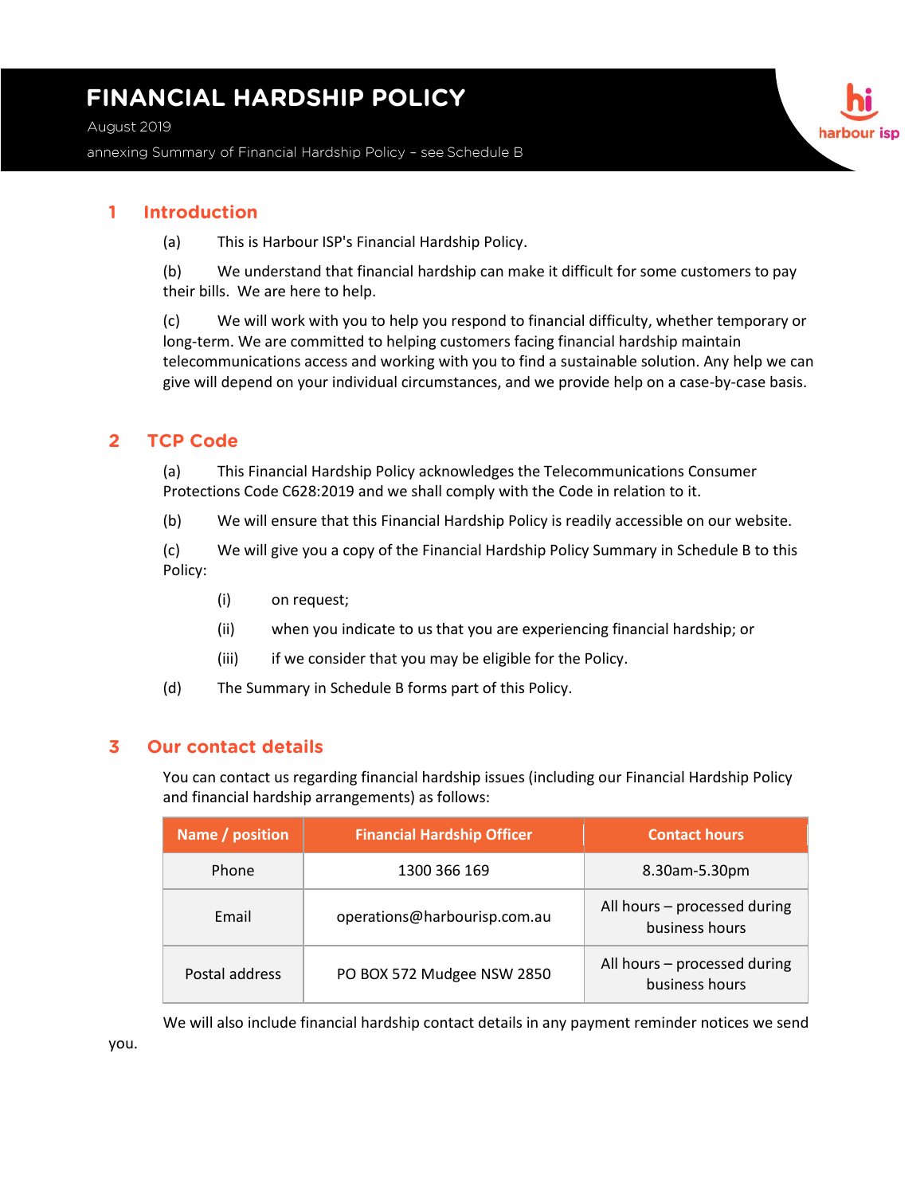# FINANCIAL HARDSHIP POLICY

August 2019

annexing Summary of Financial Hardship Policy – see Schedule B

harbour isp

## 1 Introduction

(a) This is Harbour ISP's Financial Hardship Policy.

(b) We understand that financial hardship can make it difficult for some customers to pay their bills. We are here to help.

(c) We will work with you to help you respond to financial difficulty, whether temporary or long-term. We are committed to helping customers facing financial hardship maintain telecommunications access and working with you to find a sustainable solution. Any help we can give will depend on your individual circumstances, and we provide help on a case-by-case basis.

## 2 TCP Code

(a) This Financial Hardship Policy acknowledges the Telecommunications Consumer Protections Code C628:2019 and we shall comply with the Code in relation to it.

(b) We will ensure that this Financial Hardship Policy is readily accessible on our website.

(c) We will give you a copy of the Financial Hardship Policy Summary in Schedule B to this Policy:

- (i) on request;
- (ii) when you indicate to us that you are experiencing financial hardship; or
- (iii) if we consider that you may be eligible for the Policy.

(d) The Summary in Schedule B forms part of this Policy.

## 3 Our contact details

You can contact us regarding financial hardship issues (including our Financial Hardship Policy and financial hardship arrangements) as follows:

| Name / position | Financial Hardship Officer | Contact hours |
|---|---|---|
| Phone | 1300 366 169 | 8.30am-5.30pm |
| Email | operations@harbourisp.com.au | All hours – processed during business hours |
| Postal address | PO BOX 572 Mudgee NSW 2850 | All hours – processed during business hours |

We will also include financial hardship contact details in any payment reminder notices we send you.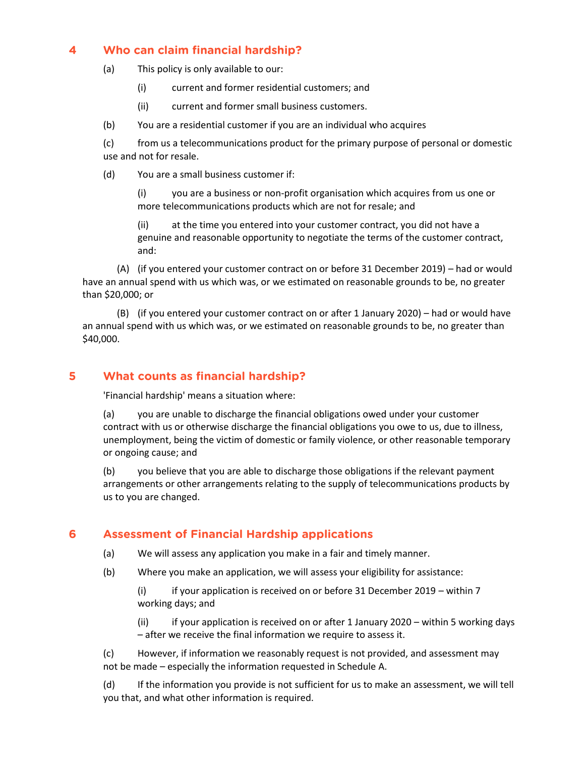## 4 Who can claim financial hardship?

(a) This policy is only available to our:

(i) current and former residential customers; and

(ii) current and former small business customers.

(b) You are a residential customer if you are an individual who acquires

(c) from us a telecommunications product for the primary purpose of personal or domestic use and not for resale.

(d) You are a small business customer if:

(i) you are a business or non-profit organisation which acquires from us one or more telecommunications products which are not for resale; and

(ii) at the time you entered into your customer contract, you did not have a genuine and reasonable opportunity to negotiate the terms of the customer contract, and:

(A) (if you entered your customer contract on or before 31 December 2019) – had or would have an annual spend with us which was, or we estimated on reasonable grounds to be, no greater than $20,000; or

(B) (if you entered your customer contract on or after 1 January 2020) – had or would have an annual spend with us which was, or we estimated on reasonable grounds to be, no greater than $40,000.

## 5 What counts as financial hardship?

'Financial hardship' means a situation where:

(a) you are unable to discharge the financial obligations owed under your customer contract with us or otherwise discharge the financial obligations you owe to us, due to illness, unemployment, being the victim of domestic or family violence, or other reasonable temporary or ongoing cause; and

(b) you believe that you are able to discharge those obligations if the relevant payment arrangements or other arrangements relating to the supply of telecommunications products by us to you are changed.

## 6 Assessment of Financial Hardship applications

(a) We will assess any application you make in a fair and timely manner.

(b) Where you make an application, we will assess your eligibility for assistance:

(i) if your application is received on or before 31 December 2019 – within 7 working days; and

(ii) if your application is received on or after 1 January 2020 – within 5 working days – after we receive the final information we require to assess it.

(c) However, if information we reasonably request is not provided, and assessment may not be made – especially the information requested in Schedule A.

(d) If the information you provide is not sufficient for us to make an assessment, we will tell you that, and what other information is required.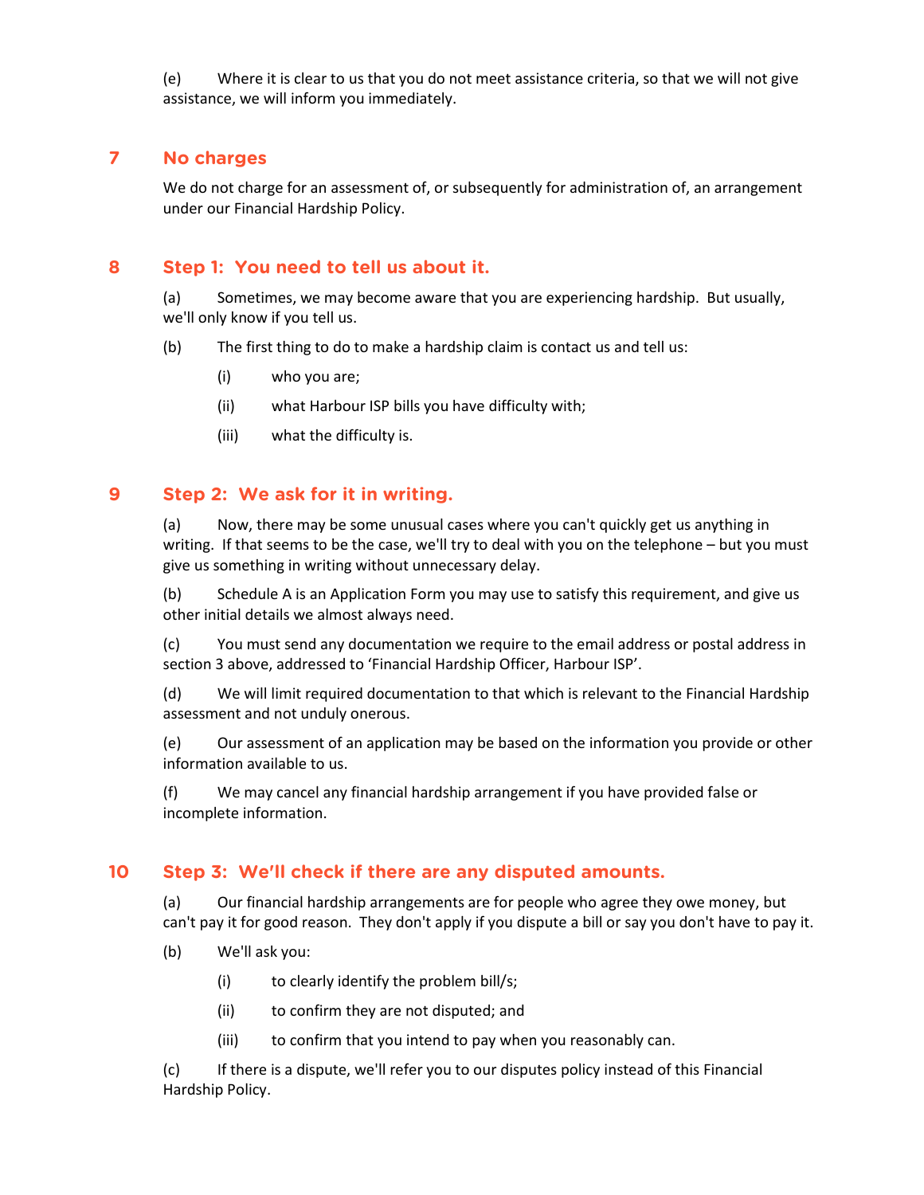(e) Where it is clear to us that you do not meet assistance criteria, so that we will not give assistance, we will inform you immediately.

## 7 No charges

We do not charge for an assessment of, or subsequently for administration of, an arrangement under our Financial Hardship Policy.

## 8 Step 1: You need to tell us about it.

(a) Sometimes, we may become aware that you are experiencing hardship. But usually, we'll only know if you tell us.

(b) The first thing to do to make a hardship claim is contact us and tell us:

- (i) who you are;
- (ii) what Harbour ISP bills you have difficulty with;
- (iii) what the difficulty is.

## 9 Step 2: We ask for it in writing.

(a) Now, there may be some unusual cases where you can't quickly get us anything in writing. If that seems to be the case, we'll try to deal with you on the telephone – but you must give us something in writing without unnecessary delay.

(b) Schedule A is an Application Form you may use to satisfy this requirement, and give us other initial details we almost always need.

(c) You must send any documentation we require to the email address or postal address in section 3 above, addressed to 'Financial Hardship Officer, Harbour ISP'.

(d) We will limit required documentation to that which is relevant to the Financial Hardship assessment and not unduly onerous.

(e) Our assessment of an application may be based on the information you provide or other information available to us.

(f) We may cancel any financial hardship arrangement if you have provided false or incomplete information.

## 10 Step 3: We'll check if there are any disputed amounts.

(a) Our financial hardship arrangements are for people who agree they owe money, but can't pay it for good reason. They don't apply if you dispute a bill or say you don't have to pay it.

(b) We'll ask you:

- (i) to clearly identify the problem bill/s;
- (ii) to confirm they are not disputed; and
- (iii) to confirm that you intend to pay when you reasonably can.

(c) If there is a dispute, we'll refer you to our disputes policy instead of this Financial Hardship Policy.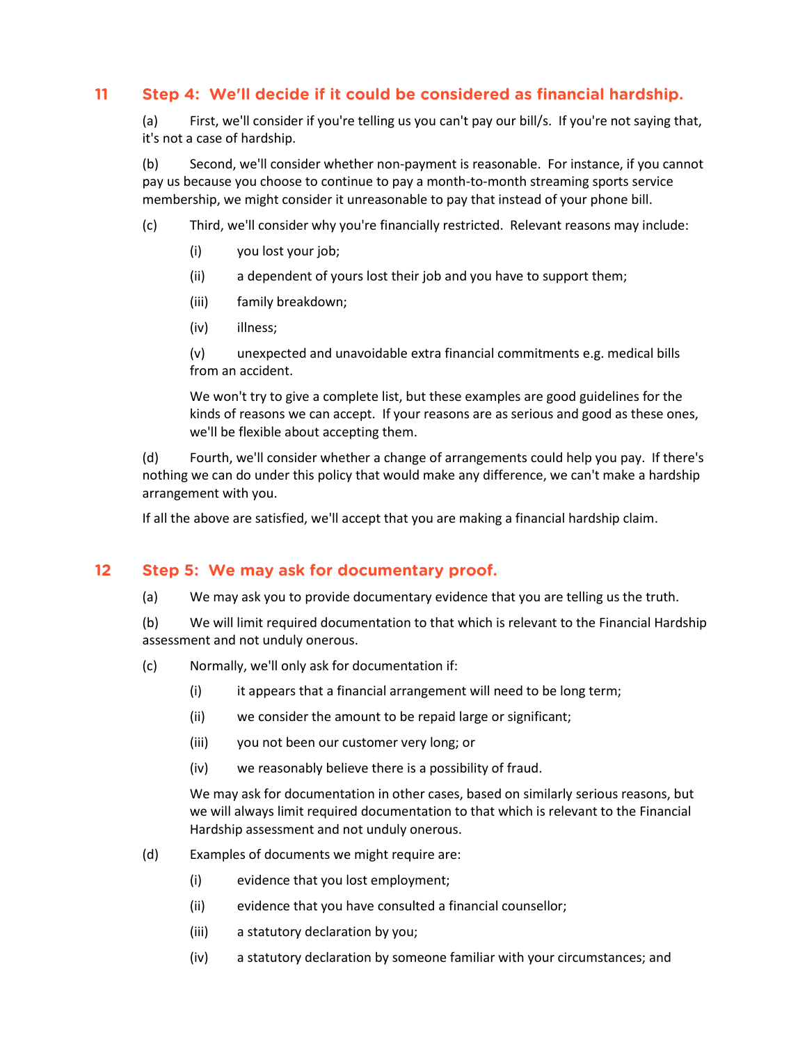## 11 Step 4: We'll decide if it could be considered as financial hardship.

(a) First, we'll consider if you're telling us you can't pay our bill/s. If you're not saying that, it's not a case of hardship.

(b) Second, we'll consider whether non-payment is reasonable. For instance, if you cannot pay us because you choose to continue to pay a month-to-month streaming sports service membership, we might consider it unreasonable to pay that instead of your phone bill.

(c) Third, we'll consider why you're financially restricted. Relevant reasons may include:

(i) you lost your job;

(ii) a dependent of yours lost their job and you have to support them;

(iii) family breakdown;

(iv) illness;

(v) unexpected and unavoidable extra financial commitments e.g. medical bills from an accident.

We won't try to give a complete list, but these examples are good guidelines for the kinds of reasons we can accept. If your reasons are as serious and good as these ones, we'll be flexible about accepting them.

(d) Fourth, we'll consider whether a change of arrangements could help you pay. If there's nothing we can do under this policy that would make any difference, we can't make a hardship arrangement with you.

If all the above are satisfied, we'll accept that you are making a financial hardship claim.

## 12 Step 5: We may ask for documentary proof.

(a) We may ask you to provide documentary evidence that you are telling us the truth.

(b) We will limit required documentation to that which is relevant to the Financial Hardship assessment and not unduly onerous.

(c) Normally, we'll only ask for documentation if:

(i) it appears that a financial arrangement will need to be long term;

(ii) we consider the amount to be repaid large or significant;

(iii) you not been our customer very long; or

(iv) we reasonably believe there is a possibility of fraud.

We may ask for documentation in other cases, based on similarly serious reasons, but we will always limit required documentation to that which is relevant to the Financial Hardship assessment and not unduly onerous.

(d) Examples of documents we might require are:

(i) evidence that you lost employment;

(ii) evidence that you have consulted a financial counsellor;

(iii) a statutory declaration by you;

(iv) a statutory declaration by someone familiar with your circumstances; and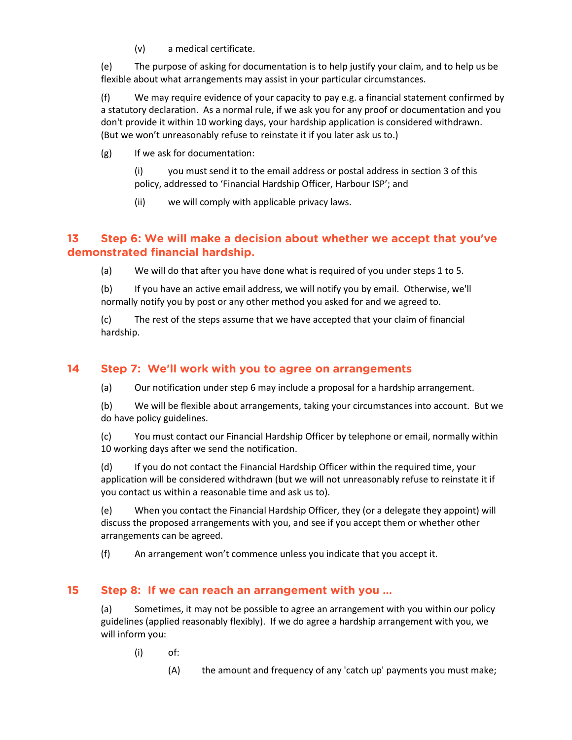(v) a medical certificate.

(e) The purpose of asking for documentation is to help justify your claim, and to help us be flexible about what arrangements may assist in your particular circumstances.

(f) We may require evidence of your capacity to pay e.g. a financial statement confirmed by a statutory declaration. As a normal rule, if we ask you for any proof or documentation and you don't provide it within 10 working days, your hardship application is considered withdrawn. (But we won't unreasonably refuse to reinstate it if you later ask us to.)

(g) If we ask for documentation:

(i) you must send it to the email address or postal address in section 3 of this policy, addressed to 'Financial Hardship Officer, Harbour ISP'; and

(ii) we will comply with applicable privacy laws.

## 13 Step 6: We will make a decision about whether we accept that you've demonstrated financial hardship.

(a) We will do that after you have done what is required of you under steps 1 to 5.

(b) If you have an active email address, we will notify you by email. Otherwise, we'll normally notify you by post or any other method you asked for and we agreed to.

(c) The rest of the steps assume that we have accepted that your claim of financial hardship.

## 14 Step 7: We'll work with you to agree on arrangements

(a) Our notification under step 6 may include a proposal for a hardship arrangement.

(b) We will be flexible about arrangements, taking your circumstances into account. But we do have policy guidelines.

(c) You must contact our Financial Hardship Officer by telephone or email, normally within 10 working days after we send the notification.

(d) If you do not contact the Financial Hardship Officer within the required time, your application will be considered withdrawn (but we will not unreasonably refuse to reinstate it if you contact us within a reasonable time and ask us to).

(e) When you contact the Financial Hardship Officer, they (or a delegate they appoint) will discuss the proposed arrangements with you, and see if you accept them or whether other arrangements can be agreed.

(f) An arrangement won't commence unless you indicate that you accept it.

## 15 Step 8: If we can reach an arrangement with you …

(a) Sometimes, it may not be possible to agree an arrangement with you within our policy guidelines (applied reasonably flexibly). If we do agree a hardship arrangement with you, we will inform you:

(i) of:

(A) the amount and frequency of any 'catch up' payments you must make;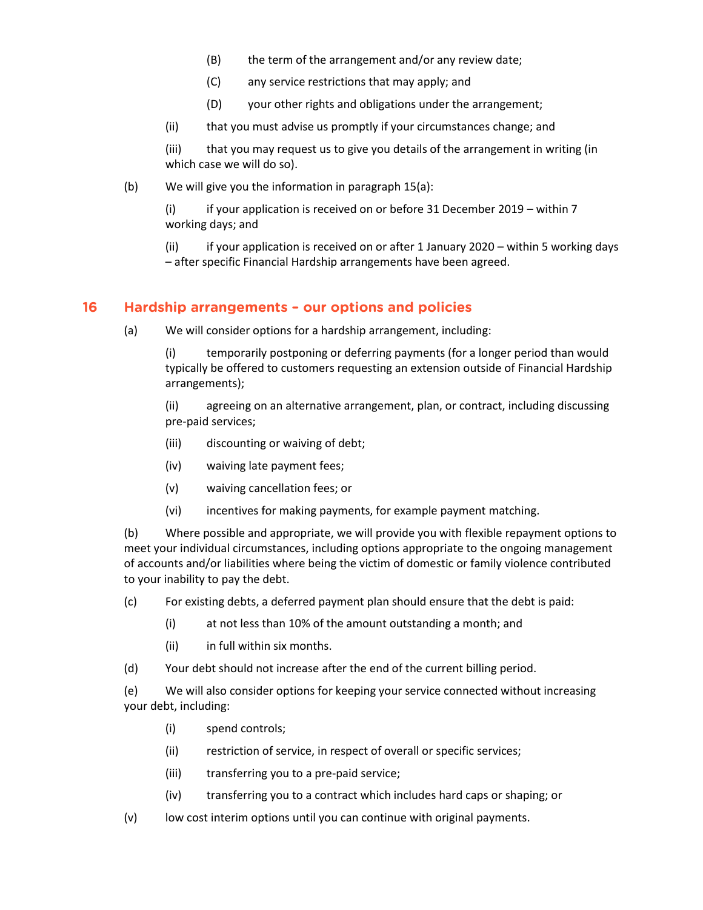(B) the term of the arrangement and/or any review date;

(C) any service restrictions that may apply; and

(D) your other rights and obligations under the arrangement;

(ii) that you must advise us promptly if your circumstances change; and

(iii) that you may request us to give you details of the arrangement in writing (in which case we will do so).

(b) We will give you the information in paragraph 15(a):

(i) if your application is received on or before 31 December 2019 – within 7 working days; and

(ii) if your application is received on or after 1 January 2020 – within 5 working days – after specific Financial Hardship arrangements have been agreed.

## 16 Hardship arrangements – our options and policies

(a) We will consider options for a hardship arrangement, including:

(i) temporarily postponing or deferring payments (for a longer period than would typically be offered to customers requesting an extension outside of Financial Hardship arrangements);

(ii) agreeing on an alternative arrangement, plan, or contract, including discussing pre-paid services;

(iii) discounting or waiving of debt;

(iv) waiving late payment fees;

(v) waiving cancellation fees; or

(vi) incentives for making payments, for example payment matching.

(b) Where possible and appropriate, we will provide you with flexible repayment options to meet your individual circumstances, including options appropriate to the ongoing management of accounts and/or liabilities where being the victim of domestic or family violence contributed to your inability to pay the debt.

(c) For existing debts, a deferred payment plan should ensure that the debt is paid:

(i) at not less than 10% of the amount outstanding a month; and

(ii) in full within six months.

(d) Your debt should not increase after the end of the current billing period.

(e) We will also consider options for keeping your service connected without increasing your debt, including:

(i) spend controls;

(ii) restriction of service, in respect of overall or specific services;

(iii) transferring you to a pre-paid service;

(iv) transferring you to a contract which includes hard caps or shaping; or

(v) low cost interim options until you can continue with original payments.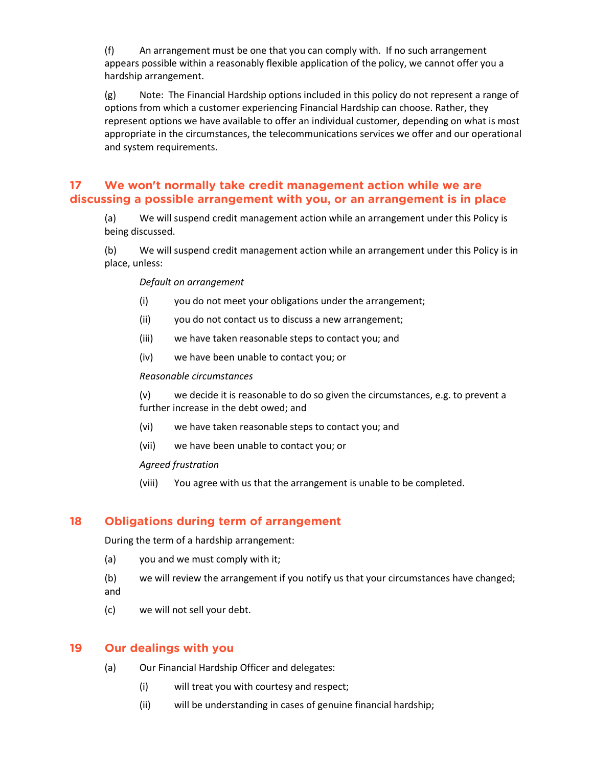(f) An arrangement must be one that you can comply with. If no such arrangement appears possible within a reasonably flexible application of the policy, we cannot offer you a hardship arrangement.

(g) Note: The Financial Hardship options included in this policy do not represent a range of options from which a customer experiencing Financial Hardship can choose. Rather, they represent options we have available to offer an individual customer, depending on what is most appropriate in the circumstances, the telecommunications services we offer and our operational and system requirements.

## 17 We won't normally take credit management action while we are discussing a possible arrangement with you, or an arrangement is in place

(a) We will suspend credit management action while an arrangement under this Policy is being discussed.

(b) We will suspend credit management action while an arrangement under this Policy is in place, unless:

*Default on arrangement*

(i) you do not meet your obligations under the arrangement;

(ii) you do not contact us to discuss a new arrangement;

(iii) we have taken reasonable steps to contact you; and

(iv) we have been unable to contact you; or

*Reasonable circumstances*

(v) we decide it is reasonable to do so given the circumstances, e.g. to prevent a further increase in the debt owed; and

(vi) we have taken reasonable steps to contact you; and

(vii) we have been unable to contact you; or

*Agreed frustration*

(viii) You agree with us that the arrangement is unable to be completed.

## 18 Obligations during term of arrangement

During the term of a hardship arrangement:

(a) you and we must comply with it;

(b) we will review the arrangement if you notify us that your circumstances have changed; and

(c) we will not sell your debt.

## 19 Our dealings with you

(a) Our Financial Hardship Officer and delegates:

(i) will treat you with courtesy and respect;

(ii) will be understanding in cases of genuine financial hardship;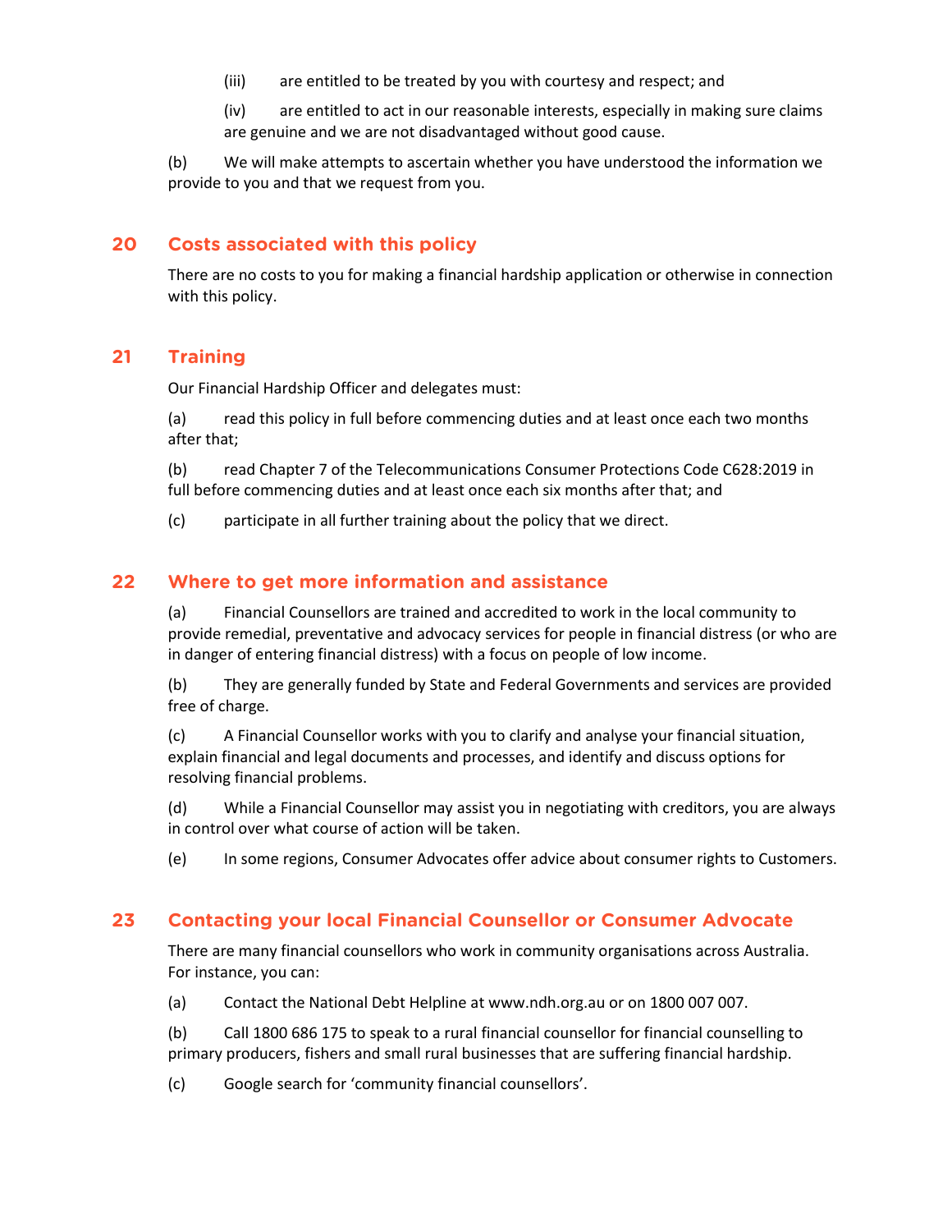(iii) are entitled to be treated by you with courtesy and respect; and

(iv) are entitled to act in our reasonable interests, especially in making sure claims are genuine and we are not disadvantaged without good cause.

(b) We will make attempts to ascertain whether you have understood the information we provide to you and that we request from you.

## 20 Costs associated with this policy

There are no costs to you for making a financial hardship application or otherwise in connection with this policy.

## 21 Training

Our Financial Hardship Officer and delegates must:

(a) read this policy in full before commencing duties and at least once each two months after that;

(b) read Chapter 7 of the Telecommunications Consumer Protections Code C628:2019 in full before commencing duties and at least once each six months after that; and

(c) participate in all further training about the policy that we direct.

## 22 Where to get more information and assistance

(a) Financial Counsellors are trained and accredited to work in the local community to provide remedial, preventative and advocacy services for people in financial distress (or who are in danger of entering financial distress) with a focus on people of low income.

(b) They are generally funded by State and Federal Governments and services are provided free of charge.

(c) A Financial Counsellor works with you to clarify and analyse your financial situation, explain financial and legal documents and processes, and identify and discuss options for resolving financial problems.

(d) While a Financial Counsellor may assist you in negotiating with creditors, you are always in control over what course of action will be taken.

(e) In some regions, Consumer Advocates offer advice about consumer rights to Customers.

## 23 Contacting your local Financial Counsellor or Consumer Advocate

There are many financial counsellors who work in community organisations across Australia. For instance, you can:

(a) Contact the National Debt Helpline at www.ndh.org.au or on 1800 007 007.

(b) Call 1800 686 175 to speak to a rural financial counsellor for financial counselling to primary producers, fishers and small rural businesses that are suffering financial hardship.

(c) Google search for 'community financial counsellors'.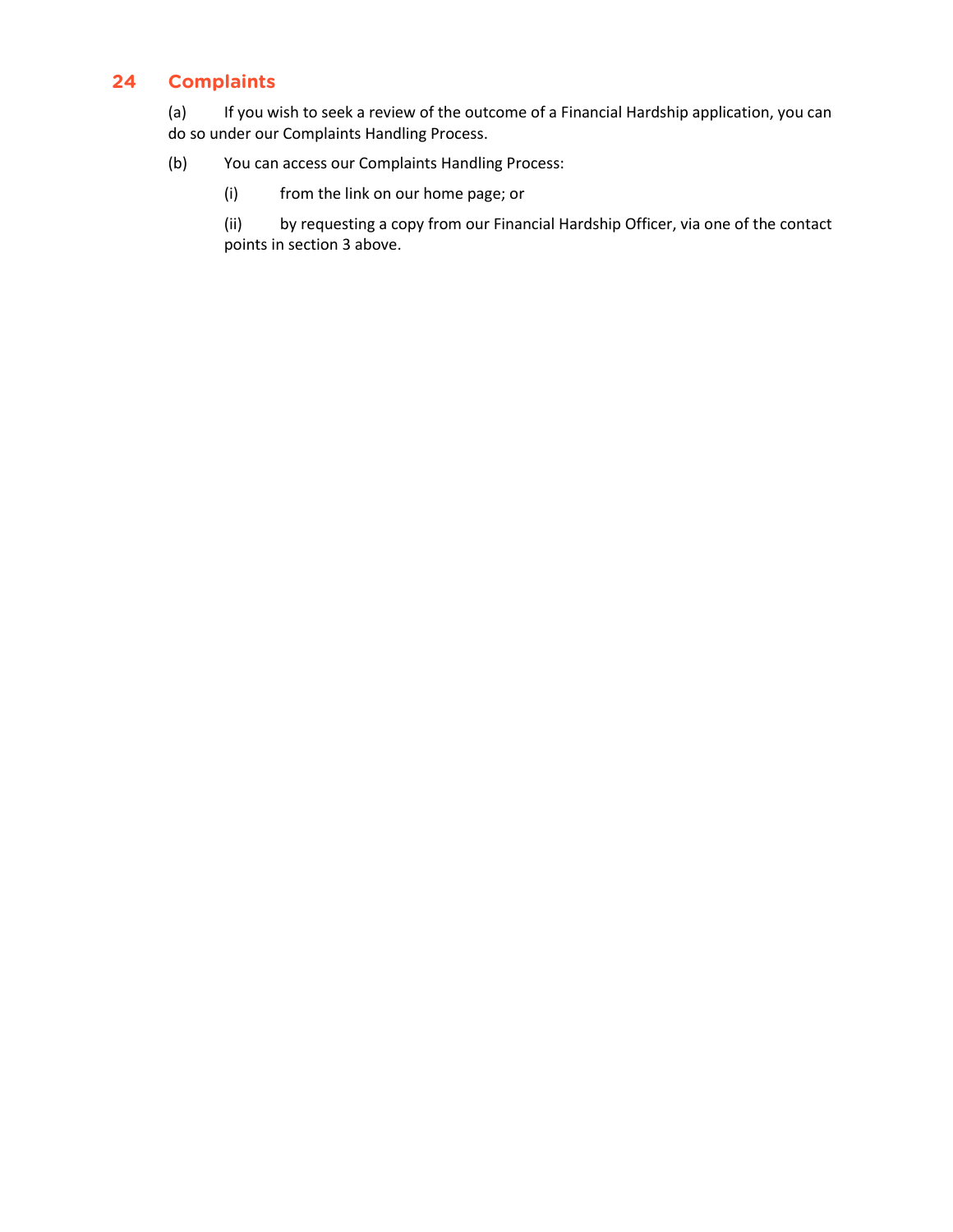## 24 Complaints

(a) If you wish to seek a review of the outcome of a Financial Hardship application, you can do so under our Complaints Handling Process.

(b) You can access our Complaints Handling Process:

(i) from the link on our home page; or

(ii) by requesting a copy from our Financial Hardship Officer, via one of the contact points in section 3 above.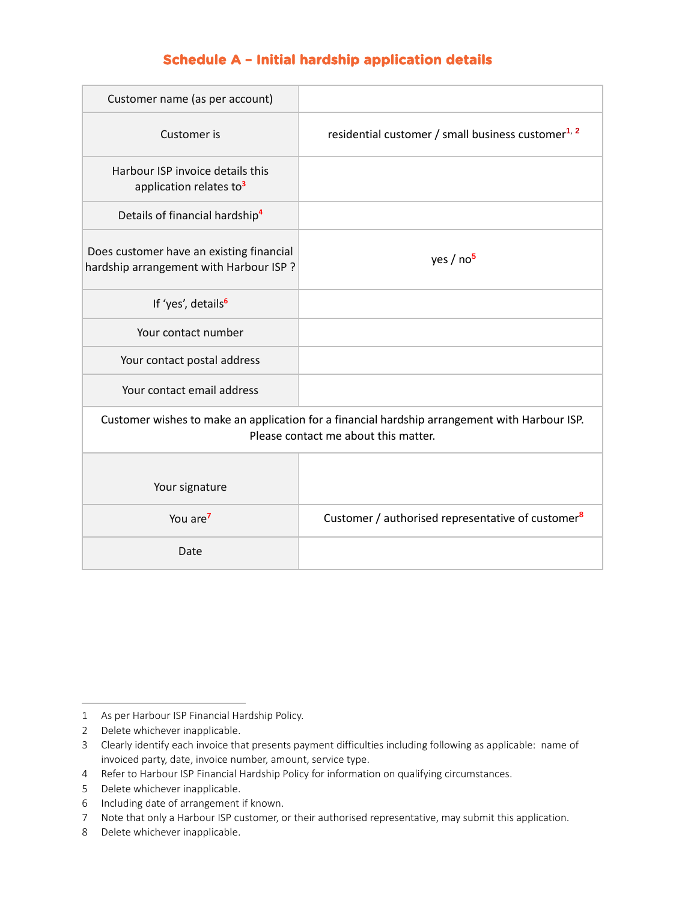## Schedule A – Initial hardship application details

| | |
|---|---|
| Customer name (as per account) | |
| Customer is | residential customer / small business customer[1, 2] |
| Harbour ISP invoice details this application relates to[3] | |
| Details of financial hardship[4] | |
| Does customer have an existing financial hardship arrangement with Harbour ISP ? | yes / no[5] |
| If 'yes', details[6] | |
| Your contact number | |
| Your contact postal address | |
| Your contact email address | |
| Customer wishes to make an application for a financial hardship arrangement with Harbour ISP. Please contact me about this matter. | |
| Your signature | |
| You are[7] | Customer / authorised representative of customer[8] |
| Date | |

1 As per Harbour ISP Financial Hardship Policy.
2 Delete whichever inapplicable.
3 Clearly identify each invoice that presents payment difficulties including following as applicable: name of invoiced party, date, invoice number, amount, service type.
4 Refer to Harbour ISP Financial Hardship Policy for information on qualifying circumstances.
5 Delete whichever inapplicable.
6 Including date of arrangement if known.
7 Note that only a Harbour ISP customer, or their authorised representative, may submit this application.
8 Delete whichever inapplicable.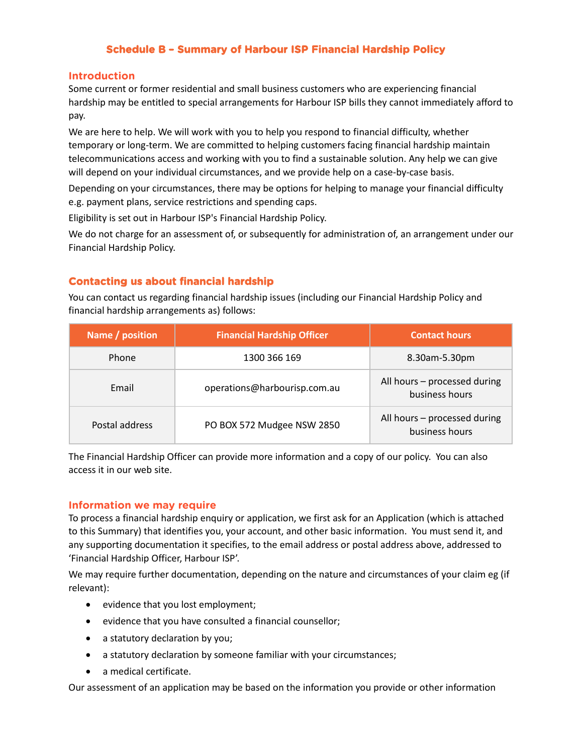# Schedule B – Summary of Harbour ISP Financial Hardship Policy

## Introduction

Some current or former residential and small business customers who are experiencing financial hardship may be entitled to special arrangements for Harbour ISP bills they cannot immediately afford to pay.

We are here to help. We will work with you to help you respond to financial difficulty, whether temporary or long-term. We are committed to helping customers facing financial hardship maintain telecommunications access and working with you to find a sustainable solution. Any help we can give will depend on your individual circumstances, and we provide help on a case-by-case basis.

Depending on your circumstances, there may be options for helping to manage your financial difficulty e.g. payment plans, service restrictions and spending caps.

Eligibility is set out in Harbour ISP's Financial Hardship Policy.

We do not charge for an assessment of, or subsequently for administration of, an arrangement under our Financial Hardship Policy.

## Contacting us about financial hardship

You can contact us regarding financial hardship issues (including our Financial Hardship Policy and financial hardship arrangements as) follows:

| Name / position | Financial Hardship Officer | Contact hours |
| --- | --- | --- |
| Phone | 1300 366 169 | 8.30am-5.30pm |
| Email | operations@harbourisp.com.au | All hours – processed during business hours |
| Postal address | PO BOX 572 Mudgee NSW 2850 | All hours – processed during business hours |

The Financial Hardship Officer can provide more information and a copy of our policy. You can also access it in our web site.

## Information we may require

To process a financial hardship enquiry or application, we first ask for an Application (which is attached to this Summary) that identifies you, your account, and other basic information. You must send it, and any supporting documentation it specifies, to the email address or postal address above, addressed to 'Financial Hardship Officer, Harbour ISP'.

We may require further documentation, depending on the nature and circumstances of your claim eg (if relevant):

- evidence that you lost employment;
- evidence that you have consulted a financial counsellor;
- a statutory declaration by you;
- a statutory declaration by someone familiar with your circumstances;
- a medical certificate.

Our assessment of an application may be based on the information you provide or other information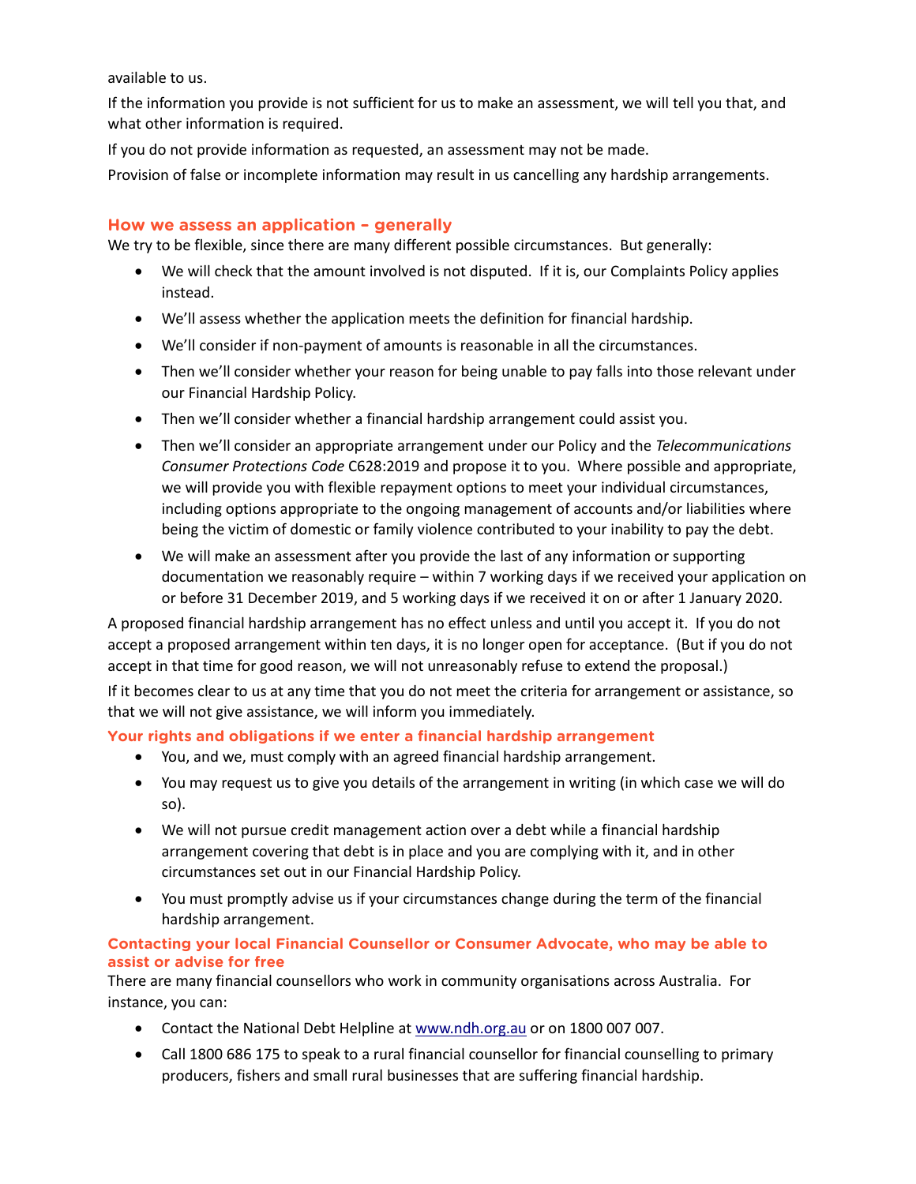available to us.

If the information you provide is not sufficient for us to make an assessment, we will tell you that, and what other information is required.

If you do not provide information as requested, an assessment may not be made.

Provision of false or incomplete information may result in us cancelling any hardship arrangements.

## How we assess an application – generally

We try to be flexible, since there are many different possible circumstances. But generally:

- We will check that the amount involved is not disputed. If it is, our Complaints Policy applies instead.
- We'll assess whether the application meets the definition for financial hardship.
- We'll consider if non-payment of amounts is reasonable in all the circumstances.
- Then we'll consider whether your reason for being unable to pay falls into those relevant under our Financial Hardship Policy.
- Then we'll consider whether a financial hardship arrangement could assist you.
- Then we'll consider an appropriate arrangement under our Policy and the *Telecommunications Consumer Protections Code* C628:2019 and propose it to you. Where possible and appropriate, we will provide you with flexible repayment options to meet your individual circumstances, including options appropriate to the ongoing management of accounts and/or liabilities where being the victim of domestic or family violence contributed to your inability to pay the debt.
- We will make an assessment after you provide the last of any information or supporting documentation we reasonably require – within 7 working days if we received your application on or before 31 December 2019, and 5 working days if we received it on or after 1 January 2020.

A proposed financial hardship arrangement has no effect unless and until you accept it. If you do not accept a proposed arrangement within ten days, it is no longer open for acceptance. (But if you do not accept in that time for good reason, we will not unreasonably refuse to extend the proposal.)

If it becomes clear to us at any time that you do not meet the criteria for arrangement or assistance, so that we will not give assistance, we will inform you immediately.

## Your rights and obligations if we enter a financial hardship arrangement

- You, and we, must comply with an agreed financial hardship arrangement.
- You may request us to give you details of the arrangement in writing (in which case we will do so).
- We will not pursue credit management action over a debt while a financial hardship arrangement covering that debt is in place and you are complying with it, and in other circumstances set out in our Financial Hardship Policy.
- You must promptly advise us if your circumstances change during the term of the financial hardship arrangement.

## Contacting your local Financial Counsellor or Consumer Advocate, who may be able to assist or advise for free

There are many financial counsellors who work in community organisations across Australia. For instance, you can:

- Contact the National Debt Helpline at [www.ndh.org.au](http://www.ndh.org.au) or on 1800 007 007.
- Call 1800 686 175 to speak to a rural financial counsellor for financial counselling to primary producers, fishers and small rural businesses that are suffering financial hardship.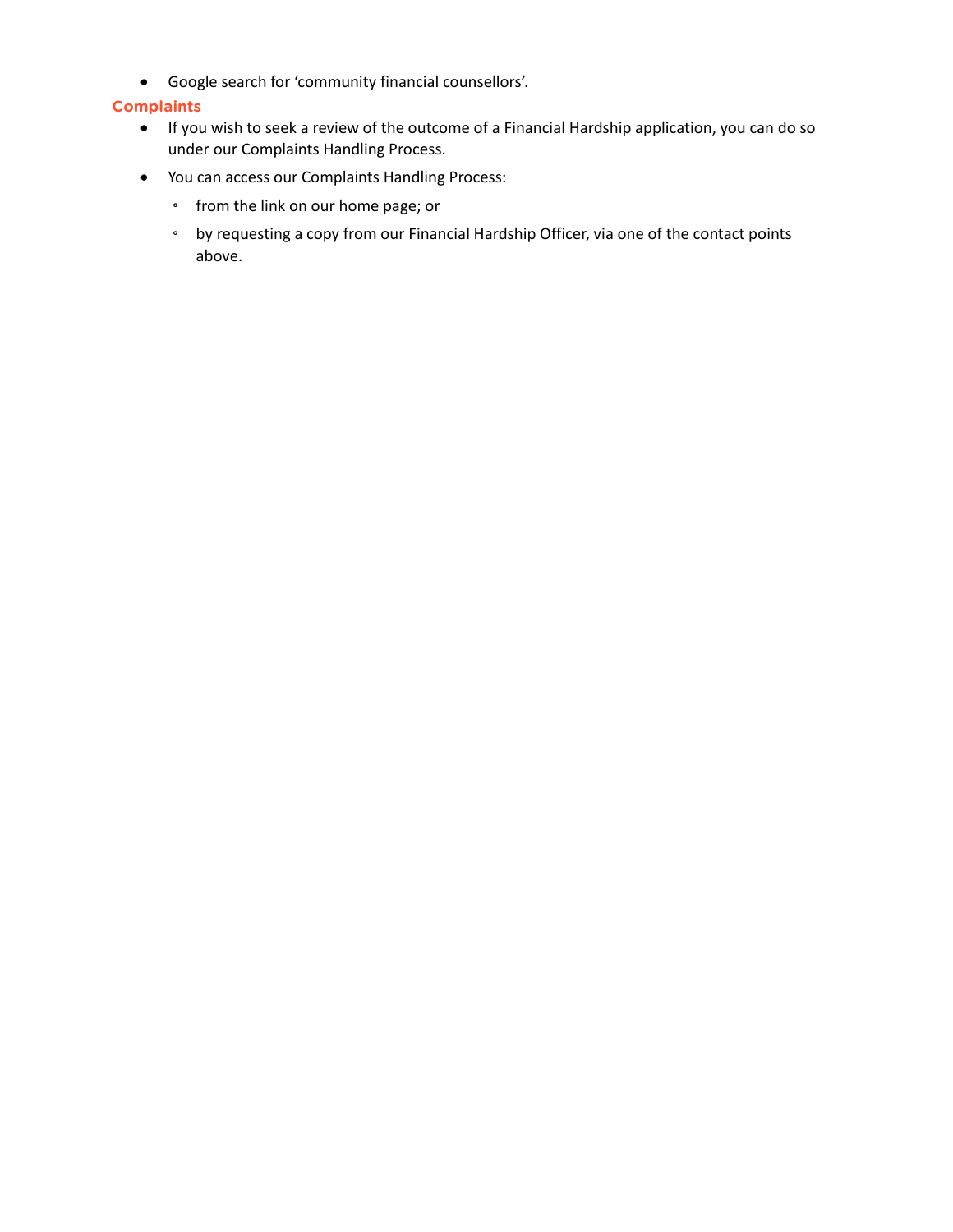- Google search for 'community financial counsellors'.

## Complaints

- If you wish to seek a review of the outcome of a Financial Hardship application, you can do so under our Complaints Handling Process.
- You can access our Complaints Handling Process:
  - from the link on our home page; or
  - by requesting a copy from our Financial Hardship Officer, via one of the contact points above.